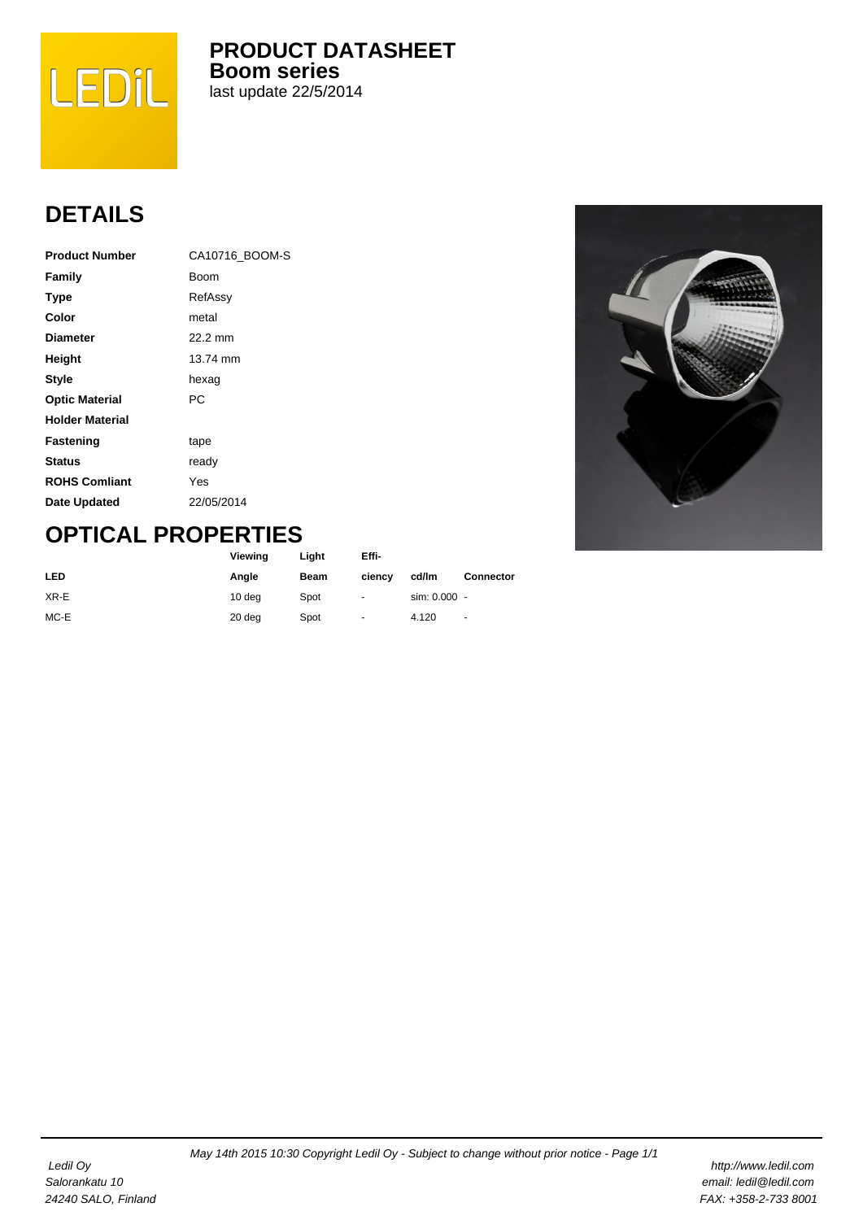# PRODUCT DATASHEET

## Boom series

last update 22/5/2014

## DETAILS

| | |
|---|---|
| **Product Number** | CA10716_BOOM-S |
| **Family** | Boom |
| **Type** | RefAssy |
| **Color** | metal |
| **Diameter** | 22.2 mm |
| **Height** | 13.74 mm |
| **Style** | hexag |
| **Optic Material** | PC |
| **Holder Material** | |
| **Fastening** | tape |
| **Status** | ready |
| **ROHS Comliant** | Yes |
| **Date Updated** | 22/05/2014 |

## OPTICAL PROPERTIES

| LED | Viewing Angle | Light Beam | Effi-ciency | cd/lm | Connector |
|---|---|---|---|---|---|
| XR-E | 10 deg | Spot | - | sim: 0.000 | - |
| MC-E | 20 deg | Spot | - | 4.120 | - |

May 14th 2015 10:30 Copyright Ledil Oy - Subject to change without prior notice

*Ledil Oy*
*Salorankatu 10*
*24240 SALO, Finland*

*http://www.ledil.com*
*email: ledil@ledil.com*
*FAX: +358-2-733 8001*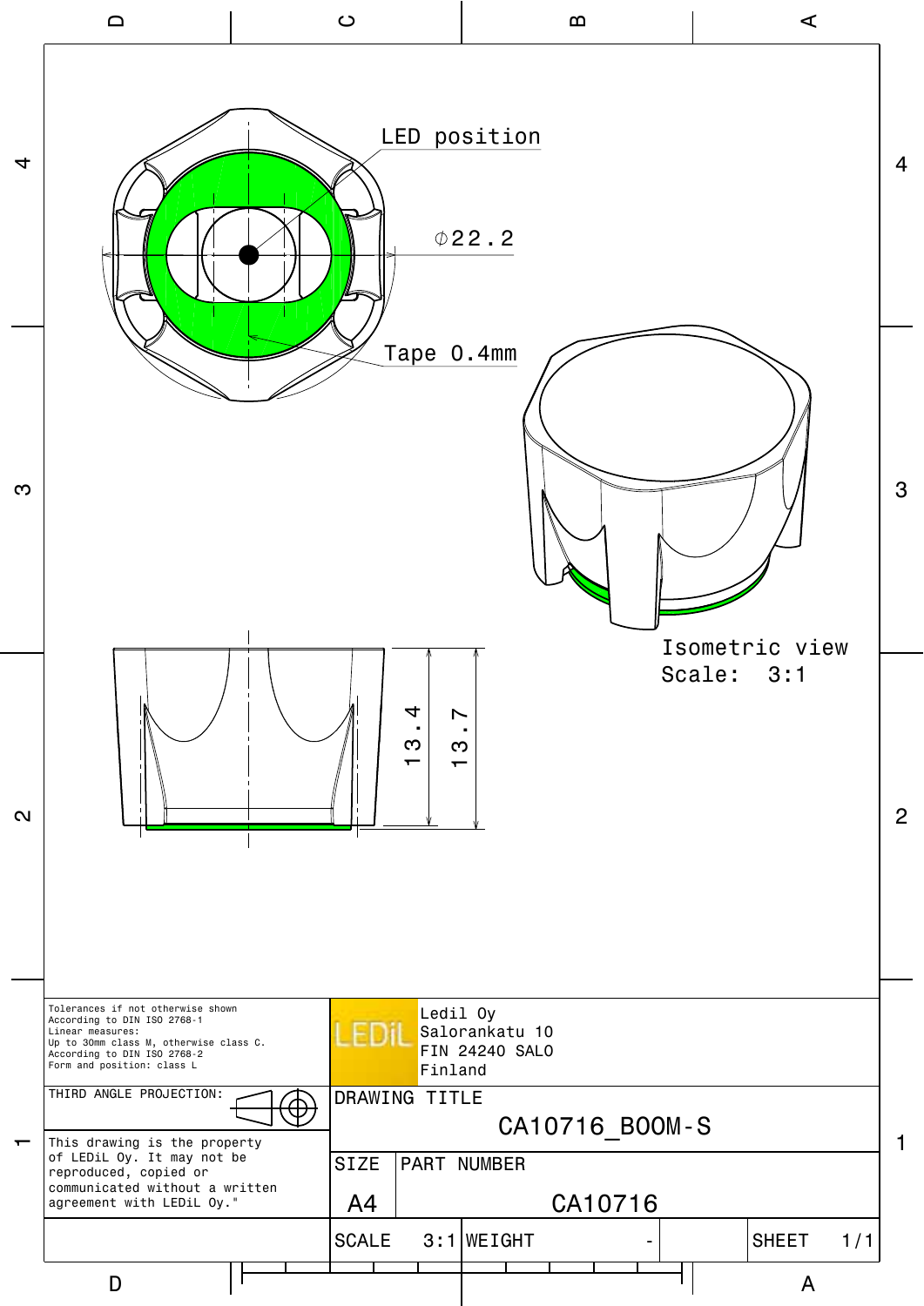LED position

⌀22.2

Tape 0.4mm

13.4

13.7

Isometric view
Scale: 3:1

Tolerances if not otherwise shown
According to DIN ISO 2768-1
Linear measures:
Up to 30mm class M, otherwise class C.
According to DIN ISO 2768-2
Form and position: class L

Ledil Oy
Salorankatu 10
FIN 24240 SALO
Finland

THIRD ANGLE PROJECTION:

This drawing is the property of LEDiL Oy. It may not be reproduced, copied or communicated without a written agreement with LEDiL Oy."

| DRAWING TITLE | | | |
|---|---|---|---|
| CA10716_BOOM-S | | | |
| SIZE | PART NUMBER | | |
| A4 | CA10716 | | |
| SCALE 3:1 | WEIGHT - | | SHEET 1/1 |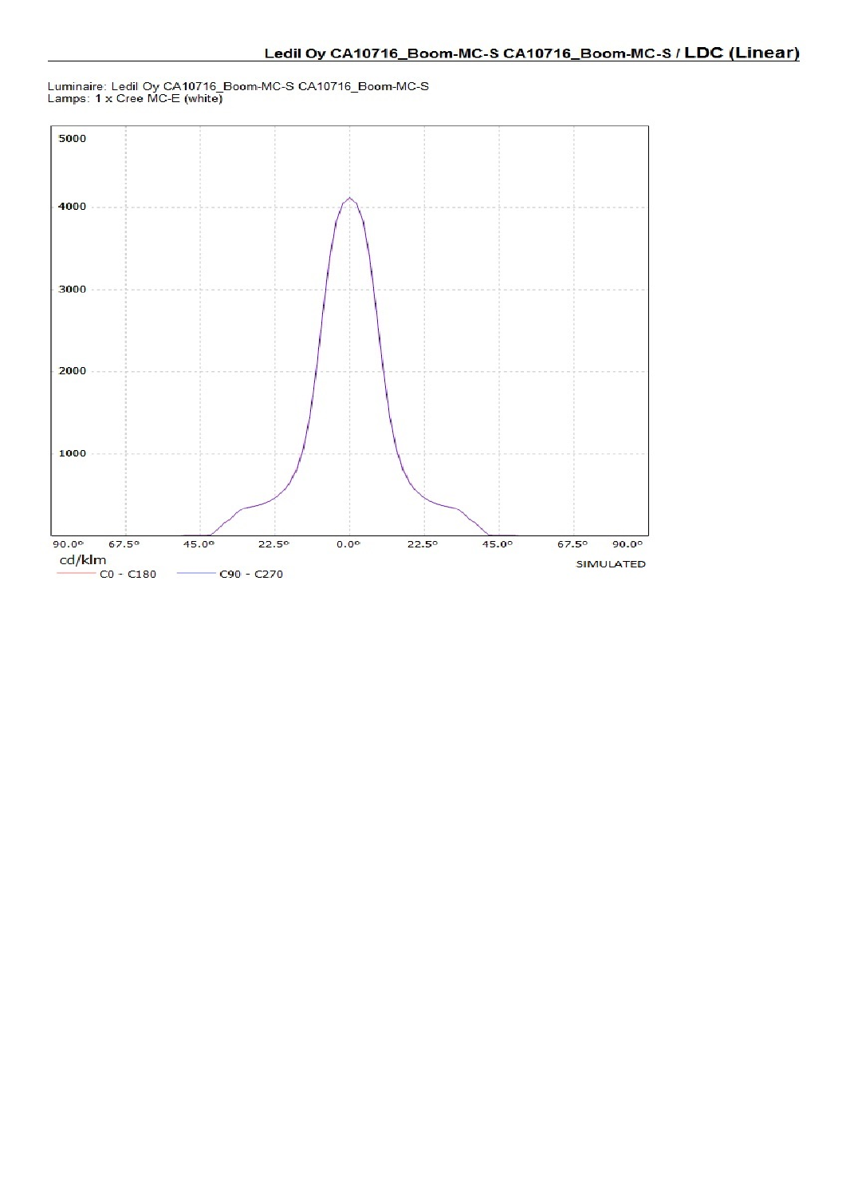# Ledil Oy CA10716_Boom-MC-S CA10716_Boom-MC-S / LDC (Linear)

Luminaire: Ledil Oy CA10716_Boom-MC-S CA10716_Boom-MC-S
Lamps: 1 x Cree MC-E (white)

5000
4000
3000
2000
1000

90.0° 67.5° 45.0° 22.5° 0.0° 22.5° 45.0° 67.5° 90.0°

cd/klm

C0 - C180 C90 - C270

SIMULATED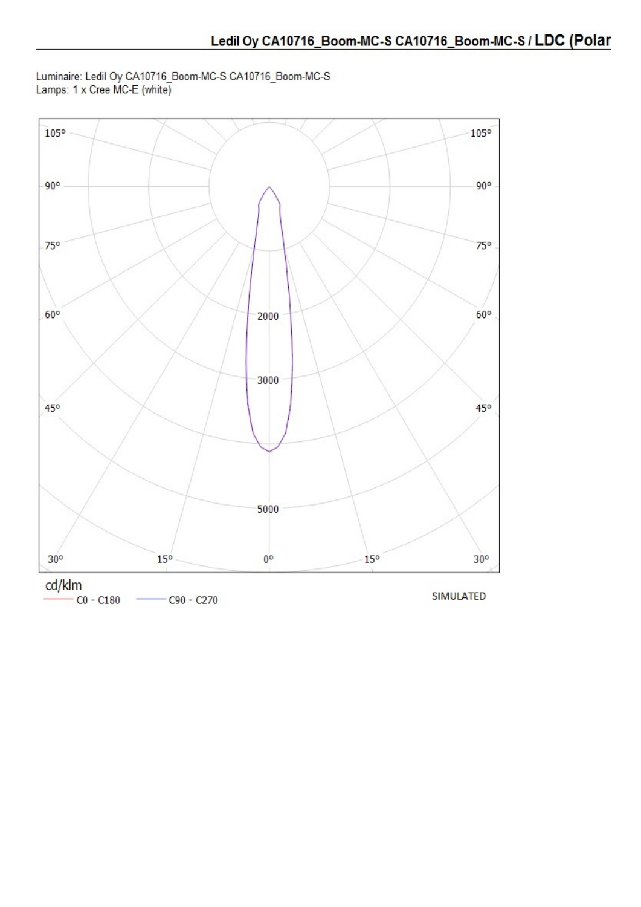# Ledil Oy CA10716_Boom-MC-S CA10716_Boom-MC-S / LDC (Polar

Luminaire: Ledil Oy CA10716_Boom-MC-S CA10716_Boom-MC-S
Lamps: 1 x Cree MC-E (white)

105° 105°
90° 90°
75° 75°
60° 2000 60°
3000
45° 45°
5000
30° 15° 0° 15° 30°

cd/klm
C0 - C180 C90 - C270

SIMULATED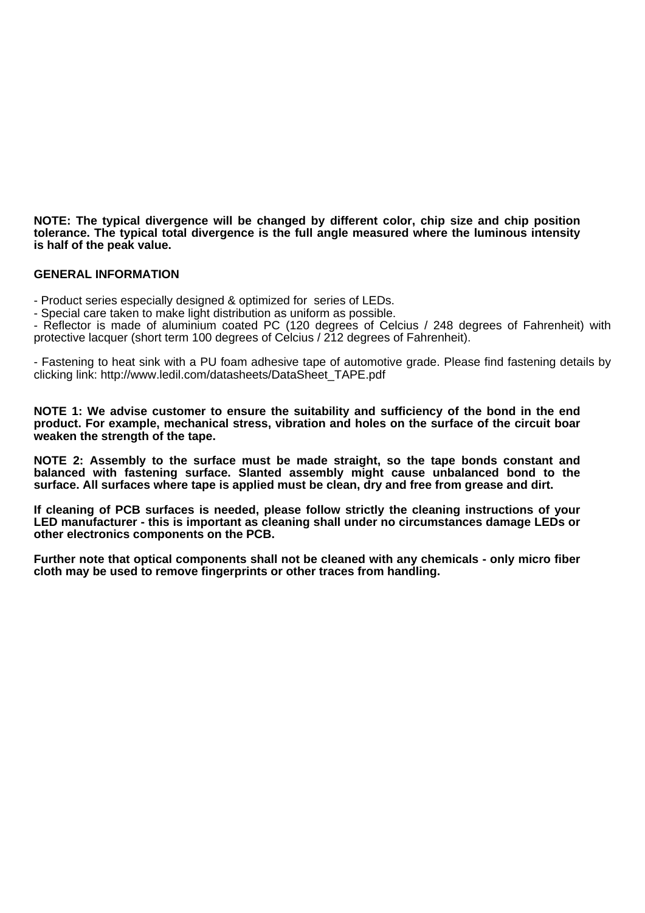**NOTE: The typical divergence will be changed by different color, chip size and chip position tolerance. The typical total divergence is the full angle measured where the luminous intensity is half of the peak value.**

**GENERAL INFORMATION**

- Product series especially designed & optimized for  series of LEDs.
- Special care taken to make light distribution as uniform as possible.
- Reflector is made of aluminium coated PC (120 degrees of Celcius / 248 degrees of Fahrenheit) with protective lacquer (short term 100 degrees of Celcius / 212 degrees of Fahrenheit).

- Fastening to heat sink with a PU foam adhesive tape of automotive grade. Please find fastening details by clicking link: http://www.ledil.com/datasheets/DataSheet_TAPE.pdf

**NOTE 1: We advise customer to ensure the suitability and sufficiency of the bond in the end product. For example, mechanical stress, vibration and holes on the surface of the circuit boar weaken the strength of the tape.**

**NOTE 2: Assembly to the surface must be made straight, so the tape bonds constant and balanced with fastening surface. Slanted assembly might cause unbalanced bond to the surface. All surfaces where tape is applied must be clean, dry and free from grease and dirt.**

**If cleaning of PCB surfaces is needed, please follow strictly the cleaning instructions of your LED manufacturer - this is important as cleaning shall under no circumstances damage LEDs or other electronics components on the PCB.**

**Further note that optical components shall not be cleaned with any chemicals - only micro fiber cloth may be used to remove fingerprints or other traces from handling.**